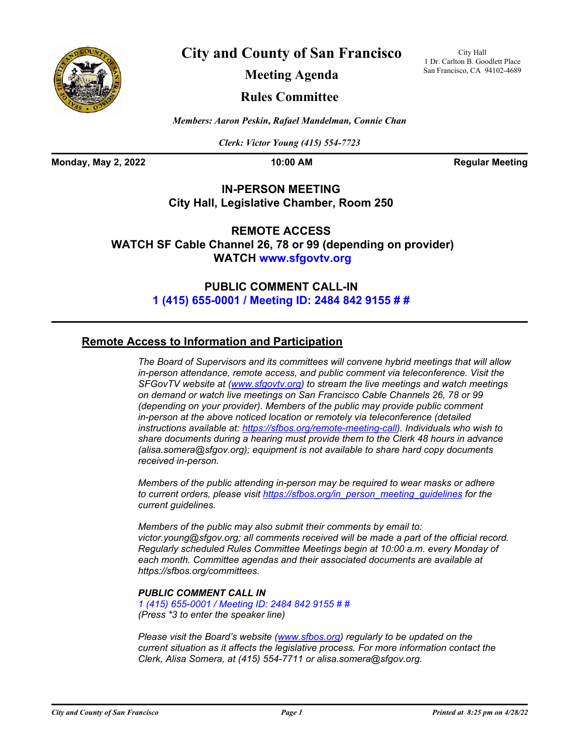# City and County of San Francisco

City Hall
1 Dr. Carlton B. Goodlett Place
San Francisco, CA 94102-4689

## Meeting Agenda

## Rules Committee

*Members: Aaron Peskin, Rafael Mandelman, Connie Chan*

*Clerk: Victor Young (415) 554-7723*

**Monday, May 2, 2022** | **10:00 AM** | **Regular Meeting**

**IN-PERSON MEETING**
**City Hall, Legislative Chamber, Room 250**

**REMOTE ACCESS**
**WATCH SF Cable Channel 26, 78 or 99 (depending on provider)**
**WATCH www.sfgovtv.org**

**PUBLIC COMMENT CALL-IN**
**1 (415) 655-0001 / Meeting ID: 2484 842 9155 # #**

### Remote Access to Information and Participation

*The Board of Supervisors and its committees will convene hybrid meetings that will allow in-person attendance, remote access, and public comment via teleconference. Visit the SFGovTV website at (www.sfgovtv.org) to stream the live meetings and watch meetings on demand or watch live meetings on San Francisco Cable Channels 26, 78 or 99 (depending on your provider). Members of the public may provide public comment in-person at the above noticed location or remotely via teleconference (detailed instructions available at: https://sfbos.org/remote-meeting-call). Individuals who wish to share documents during a hearing must provide them to the Clerk 48 hours in advance (alisa.somera@sfgov.org); equipment is not available to share hard copy documents received in-person.*

*Members of the public attending in-person may be required to wear masks or adhere to current orders, please visit https://sfbos.org/in_person_meeting_guidelines for the current guidelines.*

*Members of the public may also submit their comments by email to: victor.young@sfgov.org; all comments received will be made a part of the official record. Regularly scheduled Rules Committee Meetings begin at 10:00 a.m. every Monday of each month. Committee agendas and their associated documents are available at https://sfbos.org/committees.*

***PUBLIC COMMENT CALL IN***
*1 (415) 655-0001 / Meeting ID: 2484 842 9155 # #*
*(Press \*3 to enter the speaker line)*

*Please visit the Board's website (www.sfbos.org) regularly to be updated on the current situation as it affects the legislative process. For more information contact the Clerk, Alisa Somera, at (415) 554-7711 or alisa.somera@sfgov.org.*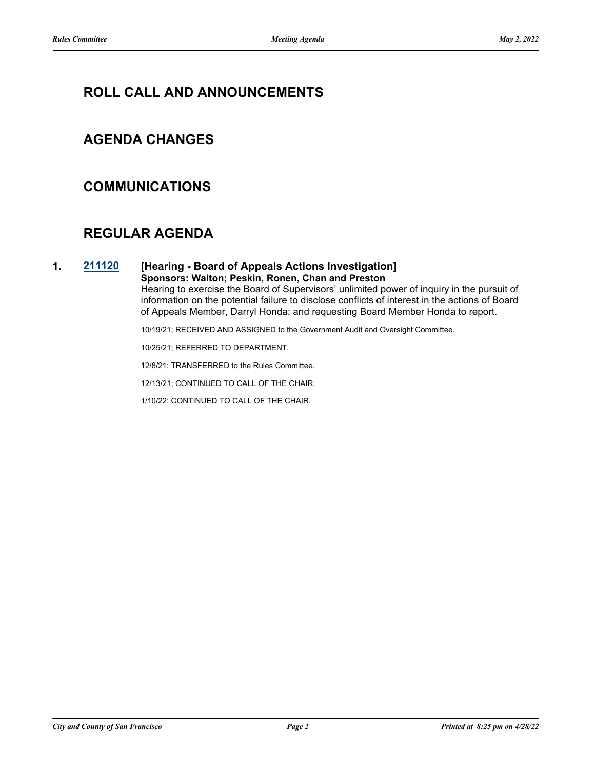## ROLL CALL AND ANNOUNCEMENTS

## AGENDA CHANGES

## COMMUNICATIONS

## REGULAR AGENDA

**1. 211120 [Hearing - Board of Appeals Actions Investigation]**

**Sponsors: Walton; Peskin, Ronen, Chan and Preston**

Hearing to exercise the Board of Supervisors' unlimited power of inquiry in the pursuit of information on the potential failure to disclose conflicts of interest in the actions of Board of Appeals Member, Darryl Honda; and requesting Board Member Honda to report.

10/19/21; RECEIVED AND ASSIGNED to the Government Audit and Oversight Committee.

10/25/21; REFERRED TO DEPARTMENT.

12/8/21; TRANSFERRED to the Rules Committee.

12/13/21; CONTINUED TO CALL OF THE CHAIR.

1/10/22; CONTINUED TO CALL OF THE CHAIR.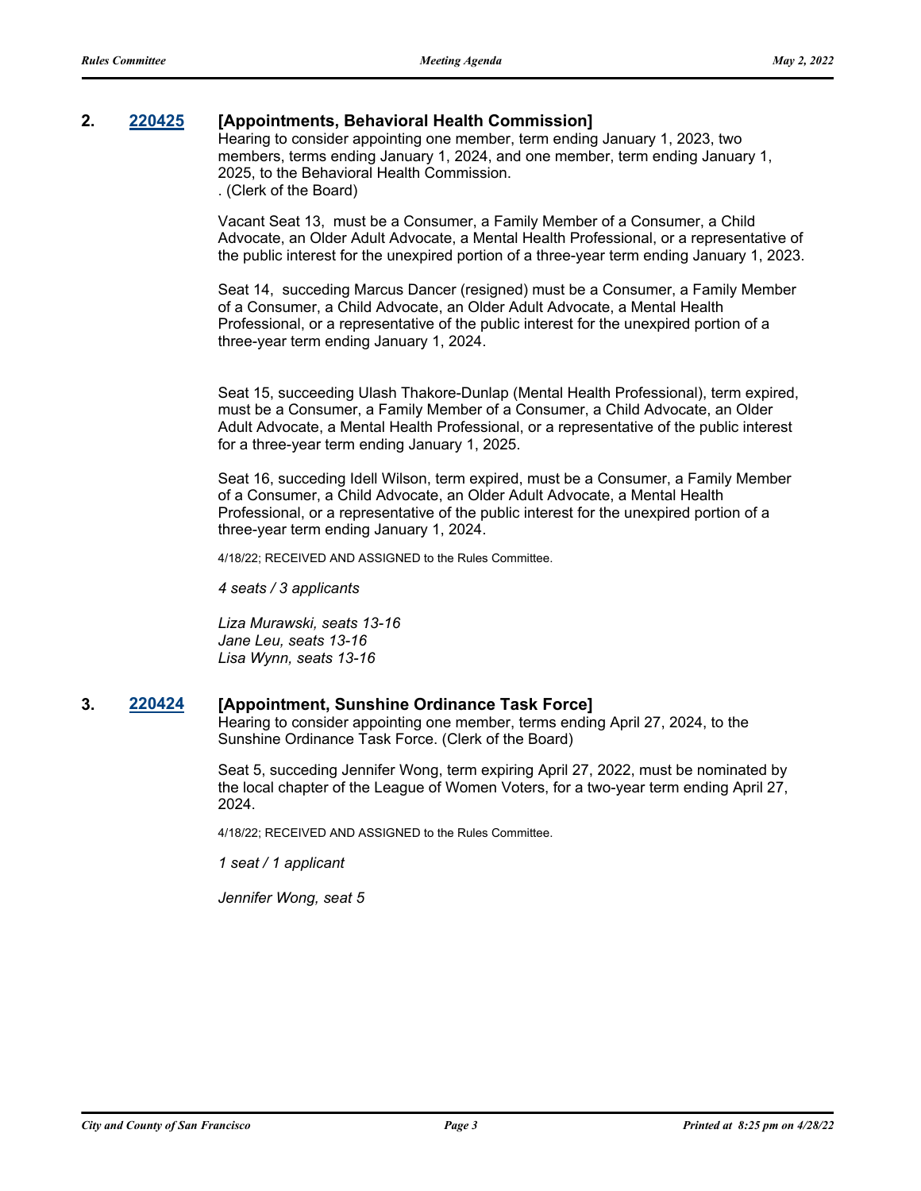**2. 220425 [Appointments, Behavioral Health Commission]**

Hearing to consider appointing one member, term ending January 1, 2023, two members, terms ending January 1, 2024, and one member, term ending January 1, 2025, to the Behavioral Health Commission.
. (Clerk of the Board)

Vacant Seat 13, must be a Consumer, a Family Member of a Consumer, a Child Advocate, an Older Adult Advocate, a Mental Health Professional, or a representative of the public interest for the unexpired portion of a three-year term ending January 1, 2023.

Seat 14, succeding Marcus Dancer (resigned) must be a Consumer, a Family Member of a Consumer, a Child Advocate, an Older Adult Advocate, a Mental Health Professional, or a representative of the public interest for the unexpired portion of a three-year term ending January 1, 2024.

Seat 15, succeeding Ulash Thakore-Dunlap (Mental Health Professional), term expired, must be a Consumer, a Family Member of a Consumer, a Child Advocate, an Older Adult Advocate, a Mental Health Professional, or a representative of the public interest for a three-year term ending January 1, 2025.

Seat 16, succeding Idell Wilson, term expired, must be a Consumer, a Family Member of a Consumer, a Child Advocate, an Older Adult Advocate, a Mental Health Professional, or a representative of the public interest for the unexpired portion of a three-year term ending January 1, 2024.

4/18/22; RECEIVED AND ASSIGNED to the Rules Committee.

*4 seats / 3 applicants*

*Liza Murawski, seats 13-16*
*Jane Leu, seats 13-16*
*Lisa Wynn, seats 13-16*

**3. 220424 [Appointment, Sunshine Ordinance Task Force]**

Hearing to consider appointing one member, terms ending April 27, 2024, to the Sunshine Ordinance Task Force. (Clerk of the Board)

Seat 5, succeding Jennifer Wong, term expiring April 27, 2022, must be nominated by the local chapter of the League of Women Voters, for a two-year term ending April 27, 2024.

4/18/22; RECEIVED AND ASSIGNED to the Rules Committee.

*1 seat / 1 applicant*

*Jennifer Wong, seat 5*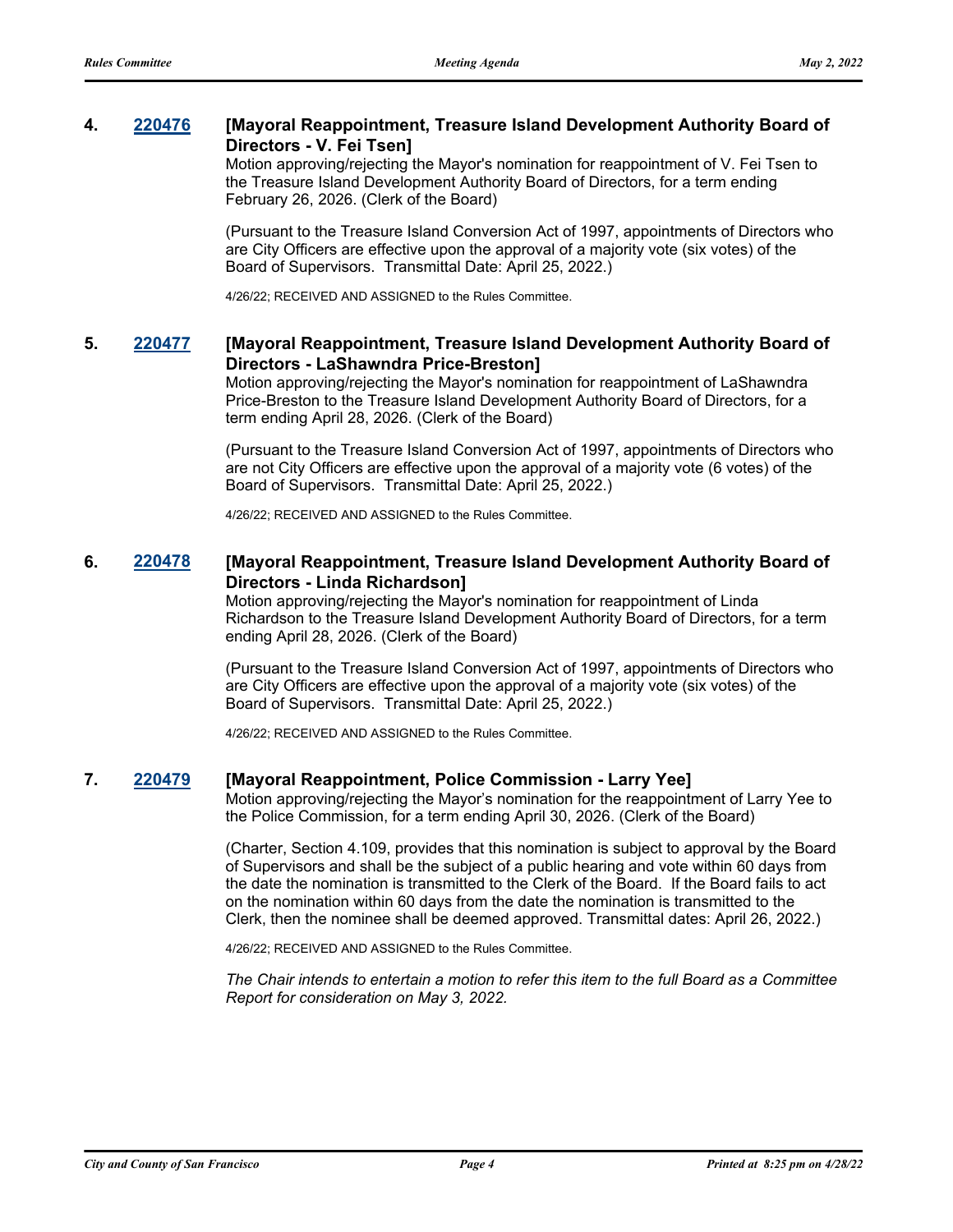### 4. [220476](#) [Mayoral Reappointment, Treasure Island Development Authority Board of Directors - V. Fei Tsen]

Motion approving/rejecting the Mayor's nomination for reappointment of V. Fei Tsen to the Treasure Island Development Authority Board of Directors, for a term ending February 26, 2026. (Clerk of the Board)

(Pursuant to the Treasure Island Conversion Act of 1997, appointments of Directors who are City Officers are effective upon the approval of a majority vote (six votes) of the Board of Supervisors. Transmittal Date: April 25, 2022.)

4/26/22; RECEIVED AND ASSIGNED to the Rules Committee.

### 5. [220477](#) [Mayoral Reappointment, Treasure Island Development Authority Board of Directors - LaShawndra Price-Breston]

Motion approving/rejecting the Mayor's nomination for reappointment of LaShawndra Price-Breston to the Treasure Island Development Authority Board of Directors, for a term ending April 28, 2026. (Clerk of the Board)

(Pursuant to the Treasure Island Conversion Act of 1997, appointments of Directors who are not City Officers are effective upon the approval of a majority vote (6 votes) of the Board of Supervisors. Transmittal Date: April 25, 2022.)

4/26/22; RECEIVED AND ASSIGNED to the Rules Committee.

### 6. [220478](#) [Mayoral Reappointment, Treasure Island Development Authority Board of Directors - Linda Richardson]

Motion approving/rejecting the Mayor's nomination for reappointment of Linda Richardson to the Treasure Island Development Authority Board of Directors, for a term ending April 28, 2026. (Clerk of the Board)

(Pursuant to the Treasure Island Conversion Act of 1997, appointments of Directors who are City Officers are effective upon the approval of a majority vote (six votes) of the Board of Supervisors. Transmittal Date: April 25, 2022.)

4/26/22; RECEIVED AND ASSIGNED to the Rules Committee.

### 7. [220479](#) [Mayoral Reappointment, Police Commission - Larry Yee]

Motion approving/rejecting the Mayor's nomination for the reappointment of Larry Yee to the Police Commission, for a term ending April 30, 2026. (Clerk of the Board)

(Charter, Section 4.109, provides that this nomination is subject to approval by the Board of Supervisors and shall be the subject of a public hearing and vote within 60 days from the date the nomination is transmitted to the Clerk of the Board. If the Board fails to act on the nomination within 60 days from the date the nomination is transmitted to the Clerk, then the nominee shall be deemed approved. Transmittal dates: April 26, 2022.)

4/26/22; RECEIVED AND ASSIGNED to the Rules Committee.

*The Chair intends to entertain a motion to refer this item to the full Board as a Committee Report for consideration on May 3, 2022.*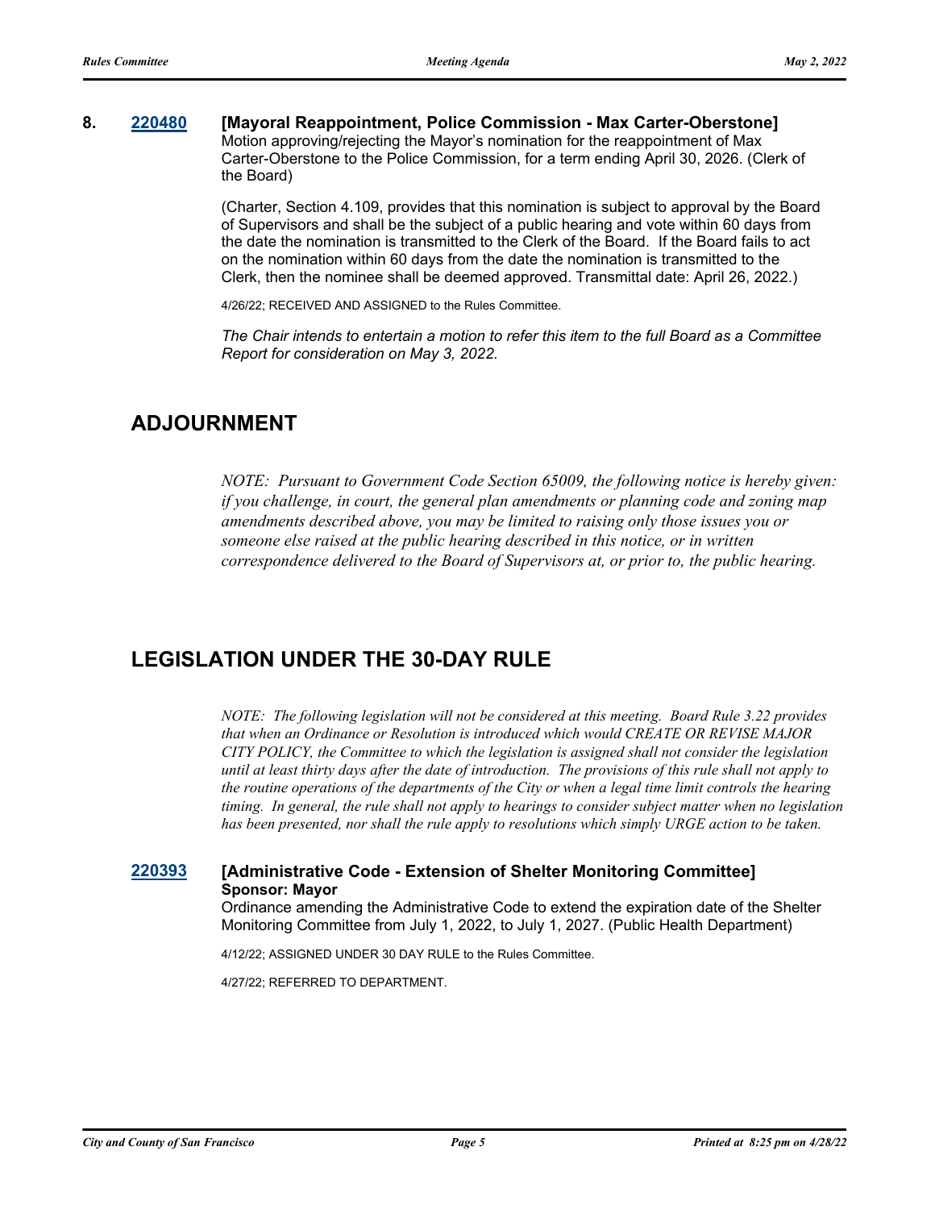**8.** **220480** **[Mayoral Reappointment, Police Commission - Max Carter-Oberstone]**

Motion approving/rejecting the Mayor's nomination for the reappointment of Max Carter-Oberstone to the Police Commission, for a term ending April 30, 2026. (Clerk of the Board)

(Charter, Section 4.109, provides that this nomination is subject to approval by the Board of Supervisors and shall be the subject of a public hearing and vote within 60 days from the date the nomination is transmitted to the Clerk of the Board. If the Board fails to act on the nomination within 60 days from the date the nomination is transmitted to the Clerk, then the nominee shall be deemed approved. Transmittal date: April 26, 2022.)

4/26/22; RECEIVED AND ASSIGNED to the Rules Committee.

*The Chair intends to entertain a motion to refer this item to the full Board as a Committee Report for consideration on May 3, 2022.*

## ADJOURNMENT

*NOTE: Pursuant to Government Code Section 65009, the following notice is hereby given: if you challenge, in court, the general plan amendments or planning code and zoning map amendments described above, you may be limited to raising only those issues you or someone else raised at the public hearing described in this notice, or in written correspondence delivered to the Board of Supervisors at, or prior to, the public hearing.*

## LEGISLATION UNDER THE 30-DAY RULE

*NOTE: The following legislation will not be considered at this meeting. Board Rule 3.22 provides that when an Ordinance or Resolution is introduced which would CREATE OR REVISE MAJOR CITY POLICY, the Committee to which the legislation is assigned shall not consider the legislation until at least thirty days after the date of introduction. The provisions of this rule shall not apply to the routine operations of the departments of the City or when a legal time limit controls the hearing timing. In general, the rule shall not apply to hearings to consider subject matter when no legislation has been presented, nor shall the rule apply to resolutions which simply URGE action to be taken.*

**220393** **[Administrative Code - Extension of Shelter Monitoring Committee]**

**Sponsor: Mayor**

Ordinance amending the Administrative Code to extend the expiration date of the Shelter Monitoring Committee from July 1, 2022, to July 1, 2027. (Public Health Department)

4/12/22; ASSIGNED UNDER 30 DAY RULE to the Rules Committee.

4/27/22; REFERRED TO DEPARTMENT.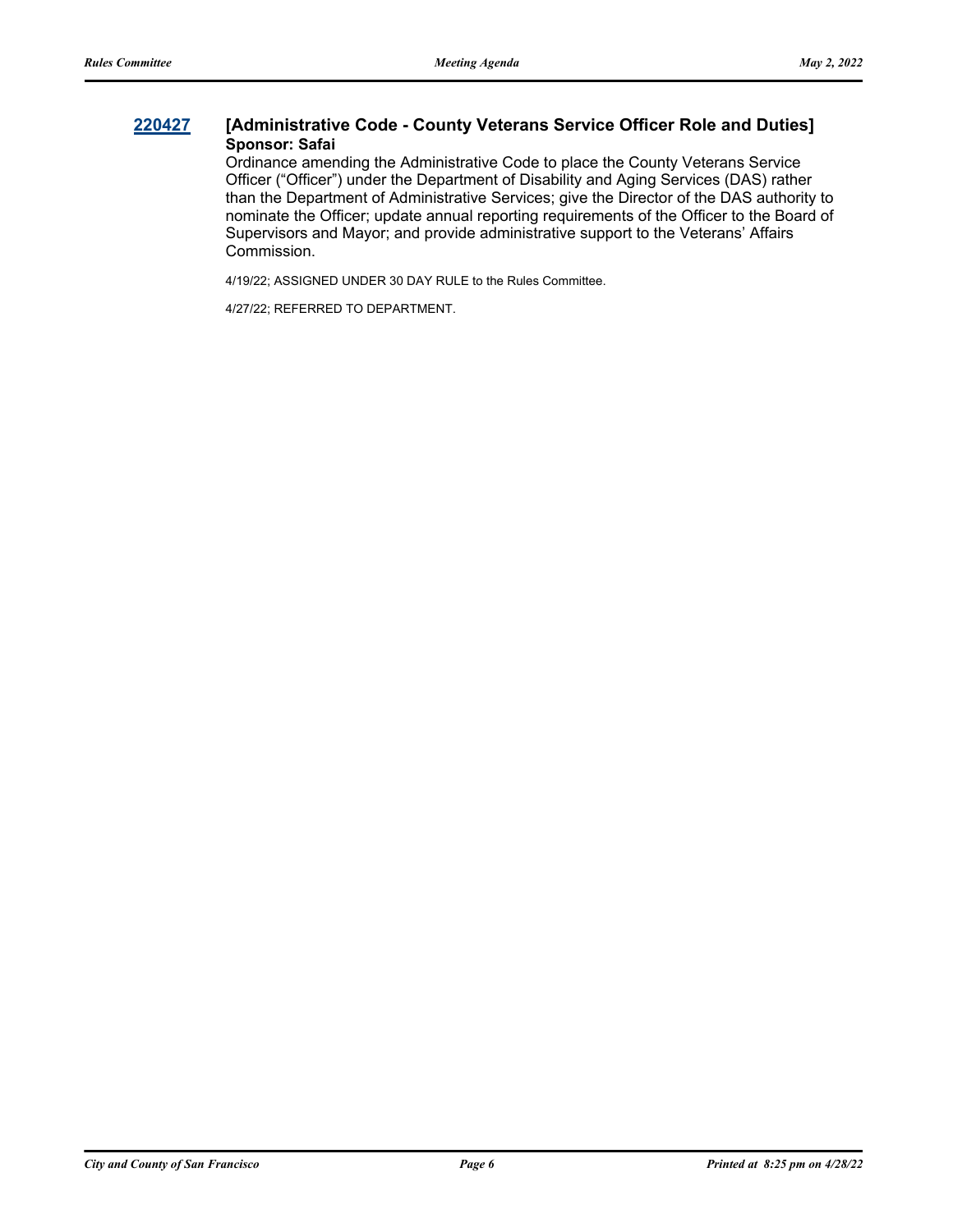**220427** **[Administrative Code - County Veterans Service Officer Role and Duties]**
**Sponsor: Safai**

Ordinance amending the Administrative Code to place the County Veterans Service Officer ("Officer") under the Department of Disability and Aging Services (DAS) rather than the Department of Administrative Services; give the Director of the DAS authority to nominate the Officer; update annual reporting requirements of the Officer to the Board of Supervisors and Mayor; and provide administrative support to the Veterans' Affairs Commission.

4/19/22; ASSIGNED UNDER 30 DAY RULE to the Rules Committee.

4/27/22; REFERRED TO DEPARTMENT.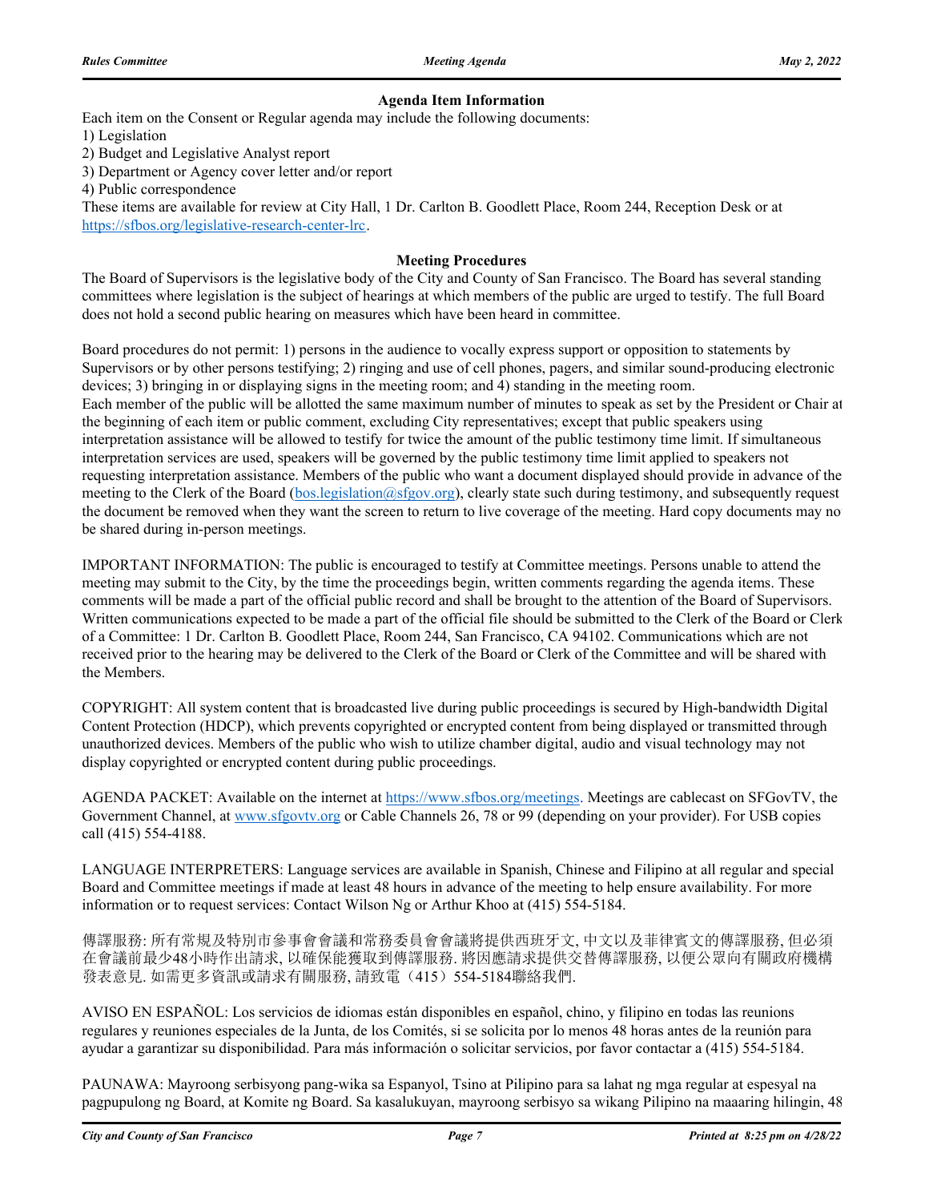## Agenda Item Information

Each item on the Consent or Regular agenda may include the following documents:

1) Legislation
2) Budget and Legislative Analyst report
3) Department or Agency cover letter and/or report
4) Public correspondence

These items are available for review at City Hall, 1 Dr. Carlton B. Goodlett Place, Room 244, Reception Desk or at https://sfbos.org/legislative-research-center-lrc.

## Meeting Procedures

The Board of Supervisors is the legislative body of the City and County of San Francisco. The Board has several standing committees where legislation is the subject of hearings at which members of the public are urged to testify. The full Board does not hold a second public hearing on measures which have been heard in committee.

Board procedures do not permit: 1) persons in the audience to vocally express support or opposition to statements by Supervisors or by other persons testifying; 2) ringing and use of cell phones, pagers, and similar sound-producing electronic devices; 3) bringing in or displaying signs in the meeting room; and 4) standing in the meeting room.
Each member of the public will be allotted the same maximum number of minutes to speak as set by the President or Chair at the beginning of each item or public comment, excluding City representatives; except that public speakers using interpretation assistance will be allowed to testify for twice the amount of the public testimony time limit. If simultaneous interpretation services are used, speakers will be governed by the public testimony time limit applied to speakers not requesting interpretation assistance. Members of the public who want a document displayed should provide in advance of the meeting to the Clerk of the Board (bos.legislation@sfgov.org), clearly state such during testimony, and subsequently request the document be removed when they want the screen to return to live coverage of the meeting. Hard copy documents may not be shared during in-person meetings.

IMPORTANT INFORMATION: The public is encouraged to testify at Committee meetings. Persons unable to attend the meeting may submit to the City, by the time the proceedings begin, written comments regarding the agenda items. These comments will be made a part of the official public record and shall be brought to the attention of the Board of Supervisors. Written communications expected to be made a part of the official file should be submitted to the Clerk of the Board or Clerk of a Committee: 1 Dr. Carlton B. Goodlett Place, Room 244, San Francisco, CA 94102. Communications which are not received prior to the hearing may be delivered to the Clerk of the Board or Clerk of the Committee and will be shared with the Members.

COPYRIGHT: All system content that is broadcasted live during public proceedings is secured by High-bandwidth Digital Content Protection (HDCP), which prevents copyrighted or encrypted content from being displayed or transmitted through unauthorized devices. Members of the public who wish to utilize chamber digital, audio and visual technology may not display copyrighted or encrypted content during public proceedings.

AGENDA PACKET: Available on the internet at https://www.sfbos.org/meetings. Meetings are cablecast on SFGovTV, the Government Channel, at www.sfgovtv.org or Cable Channels 26, 78 or 99 (depending on your provider). For USB copies call (415) 554-4188.

LANGUAGE INTERPRETERS: Language services are available in Spanish, Chinese and Filipino at all regular and special Board and Committee meetings if made at least 48 hours in advance of the meeting to help ensure availability. For more information or to request services: Contact Wilson Ng or Arthur Khoo at (415) 554-5184.

傳譯服務: 所有常規及特別市參事會會議和常務委員會會議將提供西班牙文, 中文以及菲律賓文的傳譯服務, 但必須在會議前最少48小時作出請求, 以確保能獲取到傳譯服務. 將因應請求提供交替傳譯服務, 以便公眾向有關政府機構發表意見. 如需更多資訊或請求有關服務, 請致電（415）554-5184聯絡我們.

AVISO EN ESPAÑOL: Los servicios de idiomas están disponibles en español, chino, y filipino en todas las reunions regulares y reuniones especiales de la Junta, de los Comités, si se solicita por lo menos 48 horas antes de la reunión para ayudar a garantizar su disponibilidad. Para más información o solicitar servicios, por favor contactar a (415) 554-5184.

PAUNAWA: Mayroong serbisyong pang-wika sa Espanyol, Tsino at Pilipino para sa lahat ng mga regular at espesyal na pagpupulong ng Board, at Komite ng Board. Sa kasalukuyan, mayroong serbisyo sa wikang Pilipino na maaaring hilingin, 48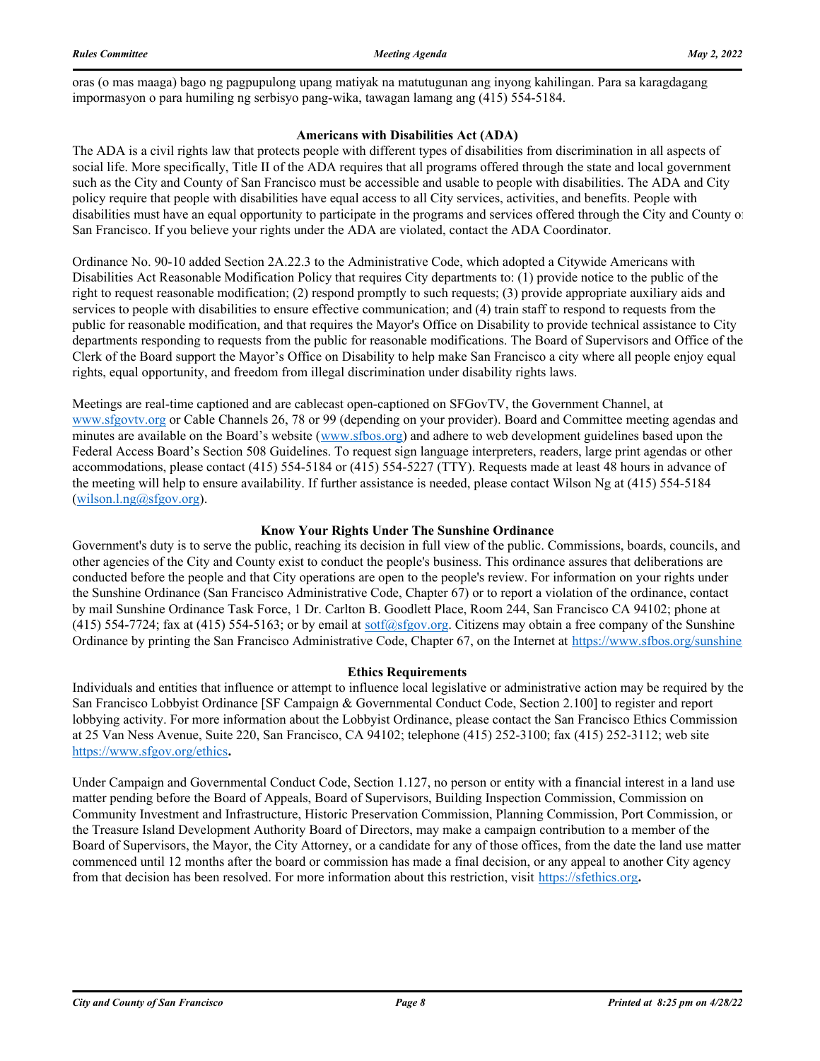oras (o mas maaga) bago ng pagpupulong upang matiyak na matutugunan ang inyong kahilingan. Para sa karagdagang impormasyon o para humiling ng serbisyo pang-wika, tawagan lamang ang (415) 554-5184.

### Americans with Disabilities Act (ADA)

The ADA is a civil rights law that protects people with different types of disabilities from discrimination in all aspects of social life. More specifically, Title II of the ADA requires that all programs offered through the state and local government such as the City and County of San Francisco must be accessible and usable to people with disabilities. The ADA and City policy require that people with disabilities have equal access to all City services, activities, and benefits. People with disabilities must have an equal opportunity to participate in the programs and services offered through the City and County of San Francisco. If you believe your rights under the ADA are violated, contact the ADA Coordinator.

Ordinance No. 90-10 added Section 2A.22.3 to the Administrative Code, which adopted a Citywide Americans with Disabilities Act Reasonable Modification Policy that requires City departments to: (1) provide notice to the public of the right to request reasonable modification; (2) respond promptly to such requests; (3) provide appropriate auxiliary aids and services to people with disabilities to ensure effective communication; and (4) train staff to respond to requests from the public for reasonable modification, and that requires the Mayor's Office on Disability to provide technical assistance to City departments responding to requests from the public for reasonable modifications. The Board of Supervisors and Office of the Clerk of the Board support the Mayor's Office on Disability to help make San Francisco a city where all people enjoy equal rights, equal opportunity, and freedom from illegal discrimination under disability rights laws.

Meetings are real-time captioned and are cablecast open-captioned on SFGovTV, the Government Channel, at www.sfgovtv.org or Cable Channels 26, 78 or 99 (depending on your provider). Board and Committee meeting agendas and minutes are available on the Board's website (www.sfbos.org) and adhere to web development guidelines based upon the Federal Access Board's Section 508 Guidelines. To request sign language interpreters, readers, large print agendas or other accommodations, please contact (415) 554-5184 or (415) 554-5227 (TTY). Requests made at least 48 hours in advance of the meeting will help to ensure availability. If further assistance is needed, please contact Wilson Ng at (415) 554-5184 (wilson.l.ng@sfgov.org).

### Know Your Rights Under The Sunshine Ordinance

Government's duty is to serve the public, reaching its decision in full view of the public. Commissions, boards, councils, and other agencies of the City and County exist to conduct the people's business. This ordinance assures that deliberations are conducted before the people and that City operations are open to the people's review. For information on your rights under the Sunshine Ordinance (San Francisco Administrative Code, Chapter 67) or to report a violation of the ordinance, contact by mail Sunshine Ordinance Task Force, 1 Dr. Carlton B. Goodlett Place, Room 244, San Francisco CA 94102; phone at (415) 554-7724; fax at (415) 554-5163; or by email at sotf@sfgov.org. Citizens may obtain a free company of the Sunshine Ordinance by printing the San Francisco Administrative Code, Chapter 67, on the Internet at https://www.sfbos.org/sunshine

### Ethics Requirements

Individuals and entities that influence or attempt to influence local legislative or administrative action may be required by the San Francisco Lobbyist Ordinance [SF Campaign & Governmental Conduct Code, Section 2.100] to register and report lobbying activity. For more information about the Lobbyist Ordinance, please contact the San Francisco Ethics Commission at 25 Van Ness Avenue, Suite 220, San Francisco, CA 94102; telephone (415) 252-3100; fax (415) 252-3112; web site https://www.sfgov.org/ethics.

Under Campaign and Governmental Conduct Code, Section 1.127, no person or entity with a financial interest in a land use matter pending before the Board of Appeals, Board of Supervisors, Building Inspection Commission, Commission on Community Investment and Infrastructure, Historic Preservation Commission, Planning Commission, Port Commission, or the Treasure Island Development Authority Board of Directors, may make a campaign contribution to a member of the Board of Supervisors, the Mayor, the City Attorney, or a candidate for any of those offices, from the date the land use matter commenced until 12 months after the board or commission has made a final decision, or any appeal to another City agency from that decision has been resolved. For more information about this restriction, visit https://sfethics.org.